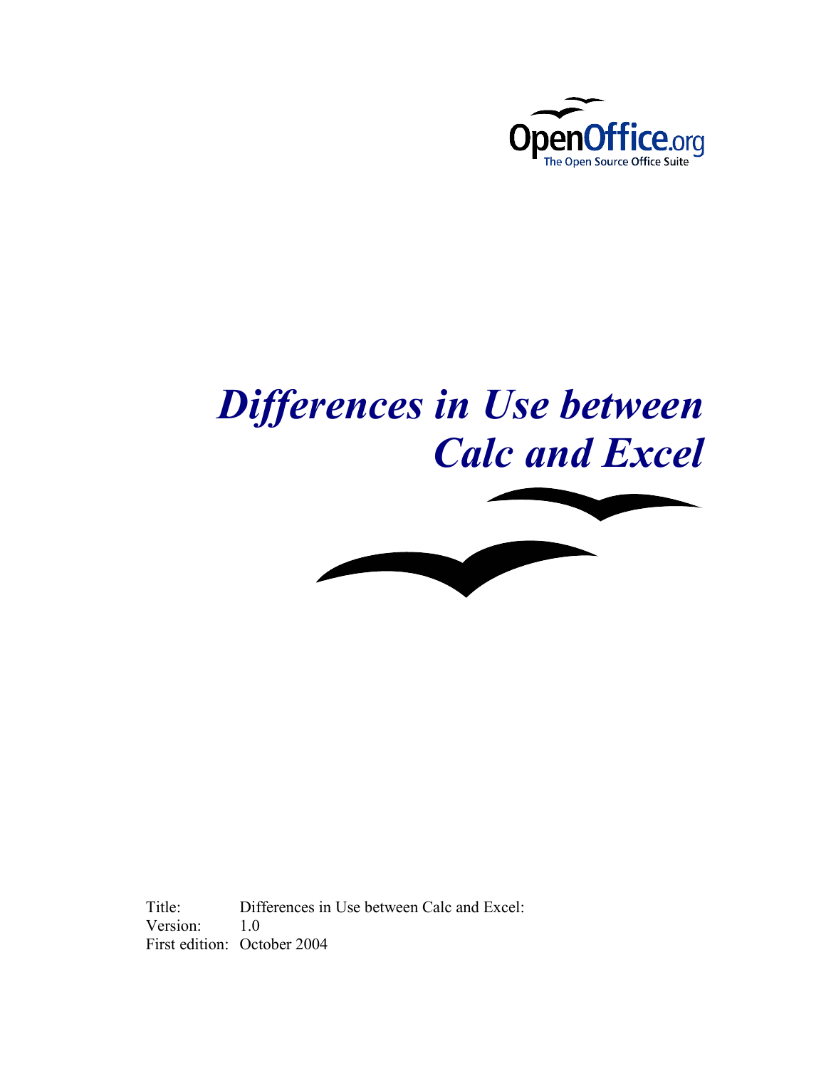# *Differences in Use between Calc and Excel*

Title: Differences in Use between Calc and Excel:
Version: 1.0
First edition: October 2004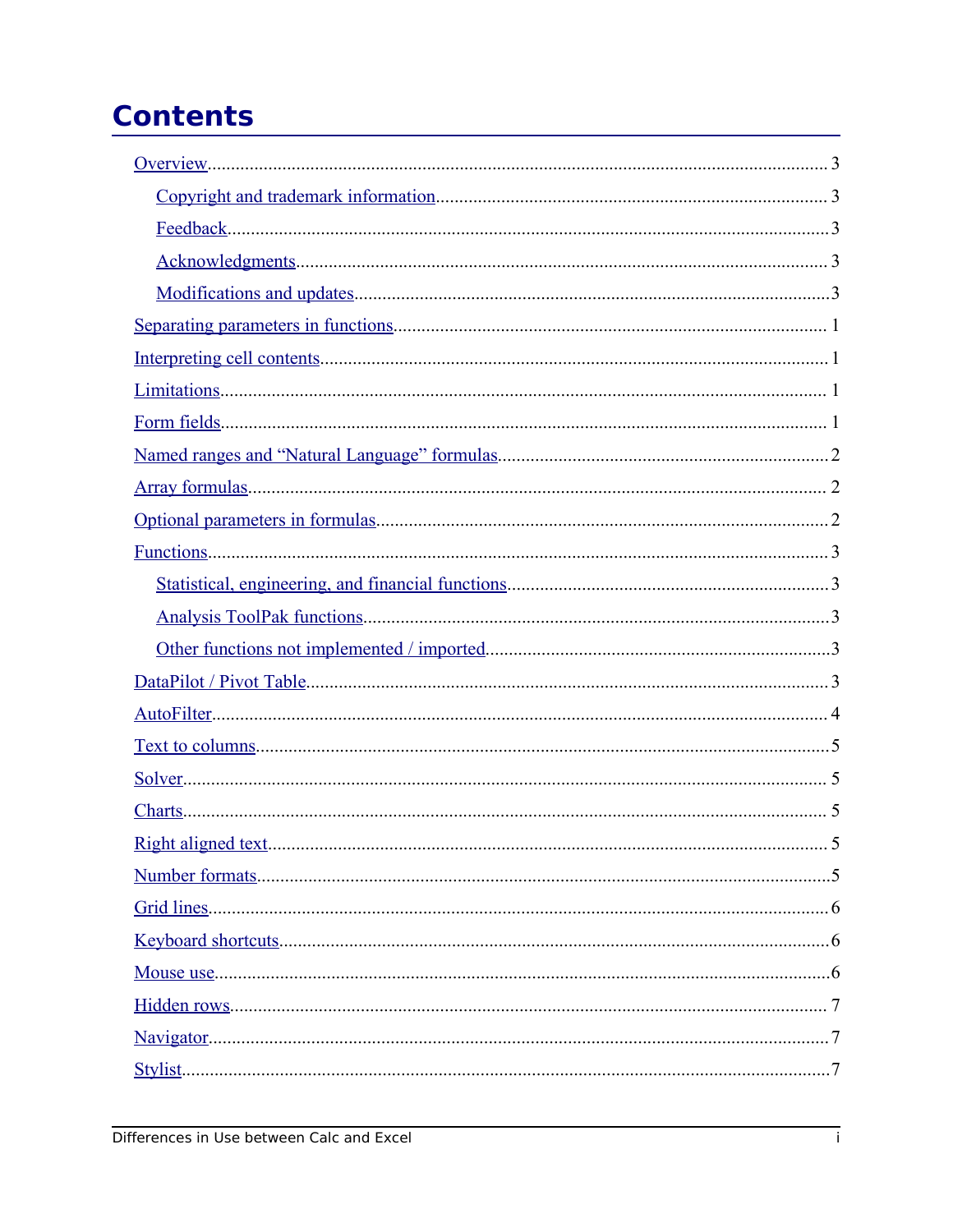# Contents

- Overview ..... 3
  - Copyright and trademark information ..... 3
  - Feedback ..... 3
  - Acknowledgments ..... 3
  - Modifications and updates ..... 3
- Separating parameters in functions ..... 1
- Interpreting cell contents ..... 1
- Limitations ..... 1
- Form fields ..... 1
- Named ranges and “Natural Language” formulas ..... 2
- Array formulas ..... 2
- Optional parameters in formulas ..... 2
- Functions ..... 3
  - Statistical, engineering, and financial functions ..... 3
  - Analysis ToolPak functions ..... 3
  - Other functions not implemented / imported ..... 3
- DataPilot / Pivot Table ..... 3
- AutoFilter ..... 4
- Text to columns ..... 5
- Solver ..... 5
- Charts ..... 5
- Right aligned text ..... 5
- Number formats ..... 5
- Grid lines ..... 6
- Keyboard shortcuts ..... 6
- Mouse use ..... 6
- Hidden rows ..... 7
- Navigator ..... 7
- Stylist ..... 7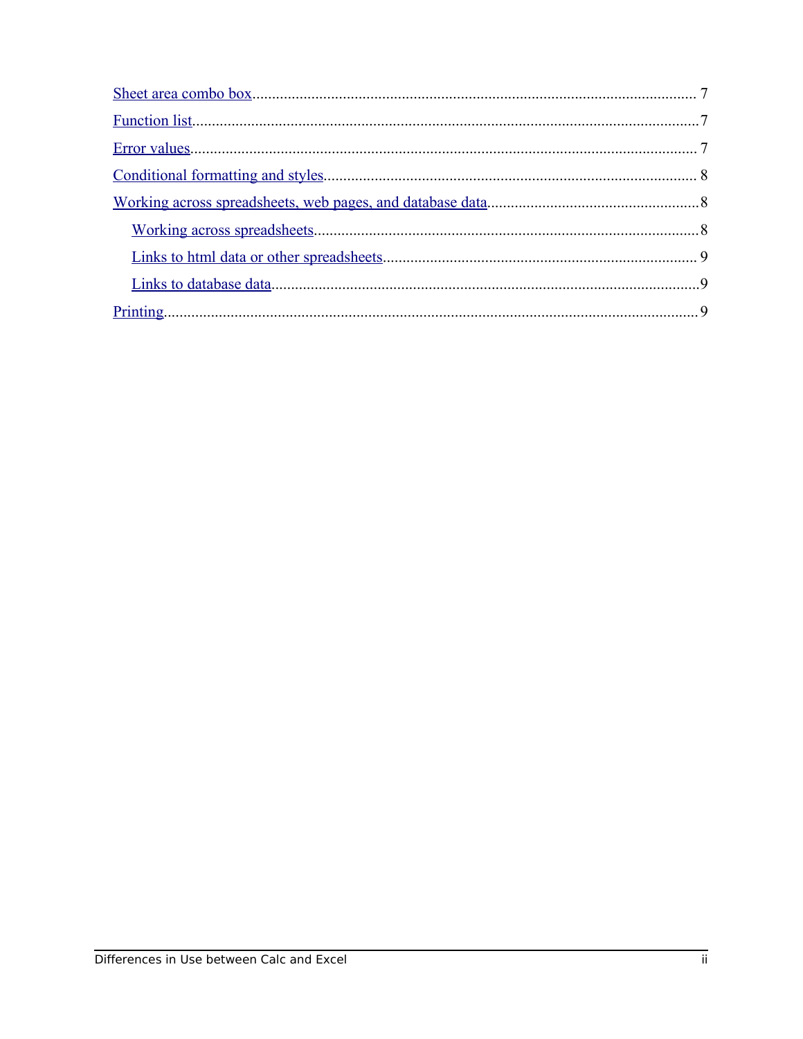Sheet area combo box .... 7

Function list .... 7

Error values .... 7

Conditional formatting and styles .... 8

Working across spreadsheets, web pages, and database data .... 8

- Working across spreadsheets .... 8
- Links to html data or other spreadsheets .... 9
- Links to database data .... 9

Printing .... 9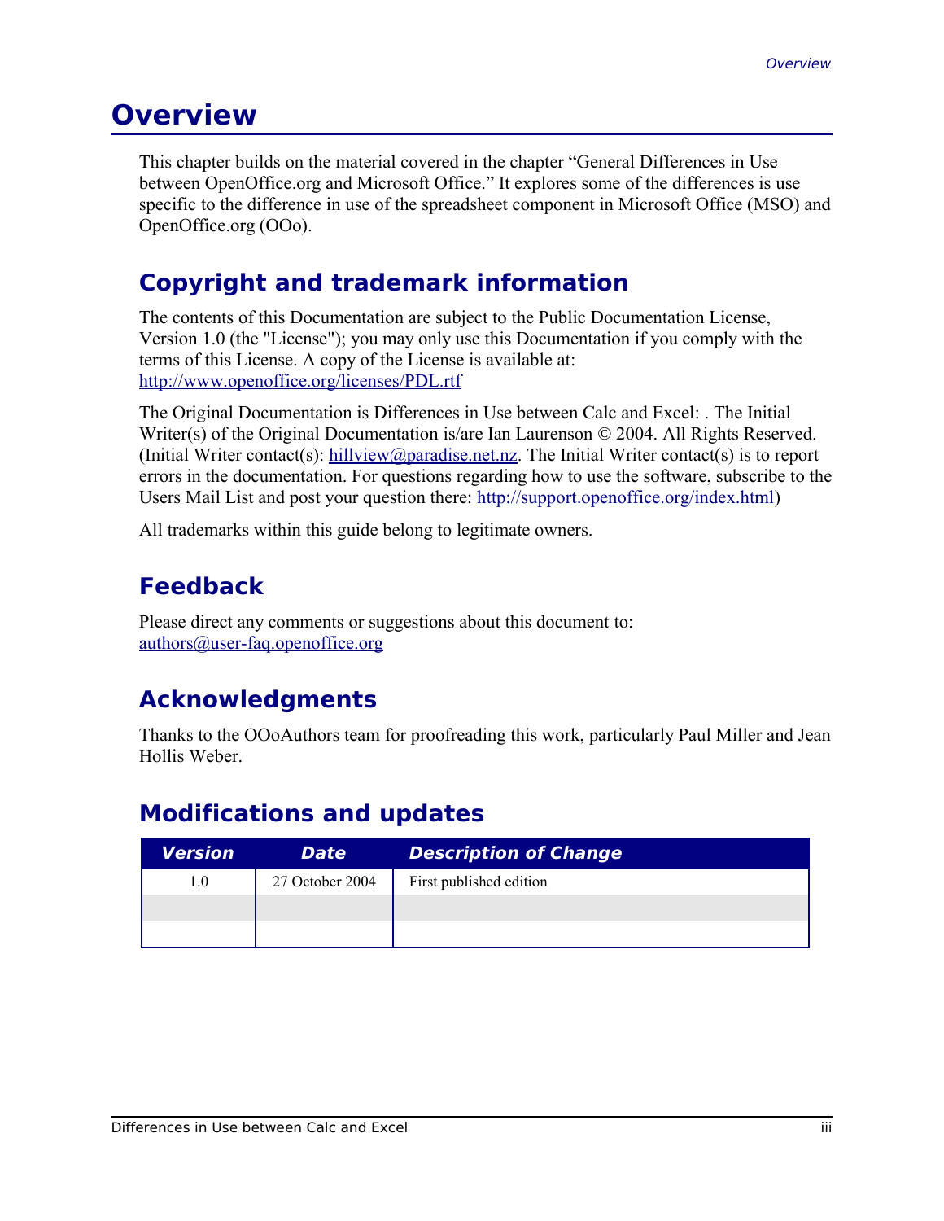# Overview

This chapter builds on the material covered in the chapter “General Differences in Use between OpenOffice.org and Microsoft Office.” It explores some of the differences is use specific to the difference in use of the spreadsheet component in Microsoft Office (MSO) and OpenOffice.org (OOo).

## Copyright and trademark information

The contents of this Documentation are subject to the Public Documentation License, Version 1.0 (the "License"); you may only use this Documentation if you comply with the terms of this License. A copy of the License is available at: http://www.openoffice.org/licenses/PDL.rtf

The Original Documentation is Differences in Use between Calc and Excel: . The Initial Writer(s) of the Original Documentation is/are Ian Laurenson © 2004. All Rights Reserved. (Initial Writer contact(s): hillview@paradise.net.nz. The Initial Writer contact(s) is to report errors in the documentation. For questions regarding how to use the software, subscribe to the Users Mail List and post your question there: http://support.openoffice.org/index.html)

All trademarks within this guide belong to legitimate owners.

## Feedback

Please direct any comments or suggestions about this document to: authors@user-faq.openoffice.org

## Acknowledgments

Thanks to the OOoAuthors team for proofreading this work, particularly Paul Miller and Jean Hollis Weber.

## Modifications and updates

| Version | Date | Description of Change |
|---|---|---|
| 1.0 | 27 October 2004 | First published edition |
| | | |
| | | |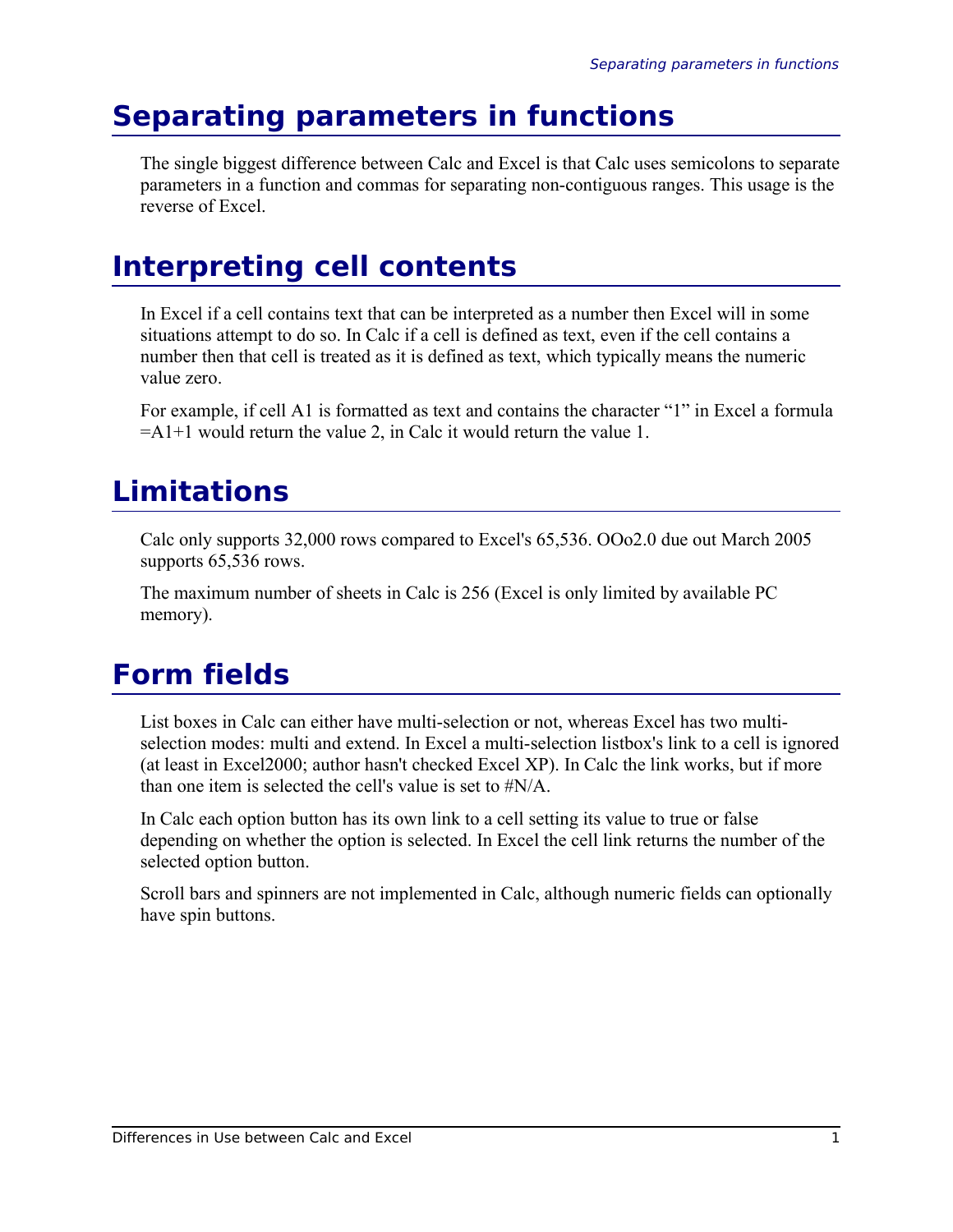# Separating parameters in functions

The single biggest difference between Calc and Excel is that Calc uses semicolons to separate parameters in a function and commas for separating non-contiguous ranges. This usage is the reverse of Excel.

# Interpreting cell contents

In Excel if a cell contains text that can be interpreted as a number then Excel will in some situations attempt to do so. In Calc if a cell is defined as text, even if the cell contains a number then that cell is treated as it is defined as text, which typically means the numeric value zero.

For example, if cell A1 is formatted as text and contains the character "1" in Excel a formula =A1+1 would return the value 2, in Calc it would return the value 1.

# Limitations

Calc only supports 32,000 rows compared to Excel's 65,536. OOo2.0 due out March 2005 supports 65,536 rows.

The maximum number of sheets in Calc is 256 (Excel is only limited by available PC memory).

# Form fields

List boxes in Calc can either have multi-selection or not, whereas Excel has two multi-selection modes: multi and extend. In Excel a multi-selection listbox's link to a cell is ignored (at least in Excel2000; author hasn't checked Excel XP). In Calc the link works, but if more than one item is selected the cell's value is set to #N/A.

In Calc each option button has its own link to a cell setting its value to true or false depending on whether the option is selected. In Excel the cell link returns the number of the selected option button.

Scroll bars and spinners are not implemented in Calc, although numeric fields can optionally have spin buttons.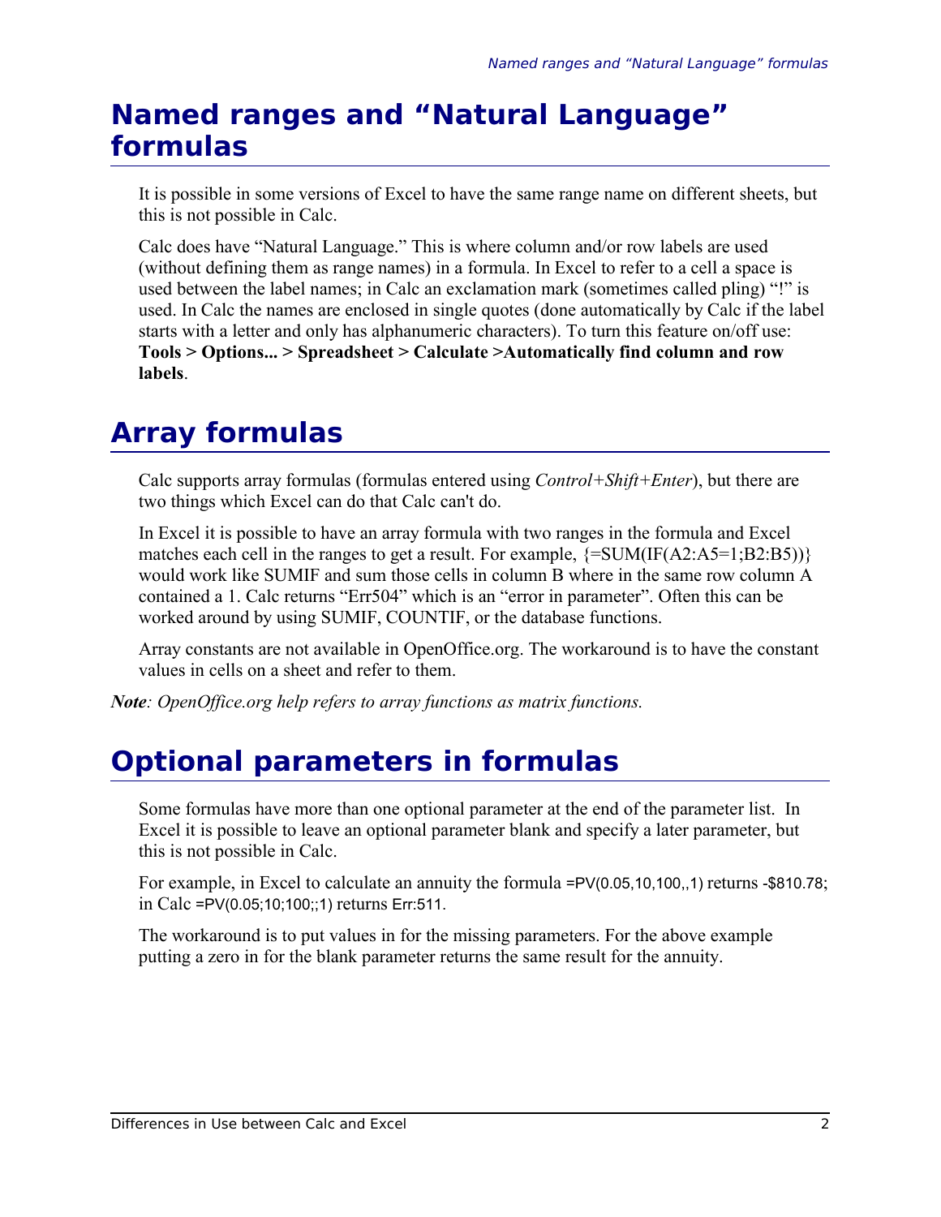# Named ranges and "Natural Language" formulas

It is possible in some versions of Excel to have the same range name on different sheets, but this is not possible in Calc.

Calc does have "Natural Language." This is where column and/or row labels are used (without defining them as range names) in a formula. In Excel to refer to a cell a space is used between the label names; in Calc an exclamation mark (sometimes called pling) "!" is used. In Calc the names are enclosed in single quotes (done automatically by Calc if the label starts with a letter and only has alphanumeric characters). To turn this feature on/off use: **Tools > Options... > Spreadsheet > Calculate >Automatically find column and row labels**.

# Array formulas

Calc supports array formulas (formulas entered using *Control+Shift+Enter*), but there are two things which Excel can do that Calc can't do.

In Excel it is possible to have an array formula with two ranges in the formula and Excel matches each cell in the ranges to get a result. For example, {=SUM(IF(A2:A5=1;B2:B5))} would work like SUMIF and sum those cells in column B where in the same row column A contained a 1. Calc returns "Err504" which is an "error in parameter". Often this can be worked around by using SUMIF, COUNTIF, or the database functions.

Array constants are not available in OpenOffice.org. The workaround is to have the constant values in cells on a sheet and refer to them.

***Note****: OpenOffice.org help refers to array functions as matrix functions.*

# Optional parameters in formulas

Some formulas have more than one optional parameter at the end of the parameter list. In Excel it is possible to leave an optional parameter blank and specify a later parameter, but this is not possible in Calc.

For example, in Excel to calculate an annuity the formula =PV(0.05,10,100,,1) returns -$810.78; in Calc =PV(0.05;10;100;;1) returns Err:511.

The workaround is to put values in for the missing parameters. For the above example putting a zero in for the blank parameter returns the same result for the annuity.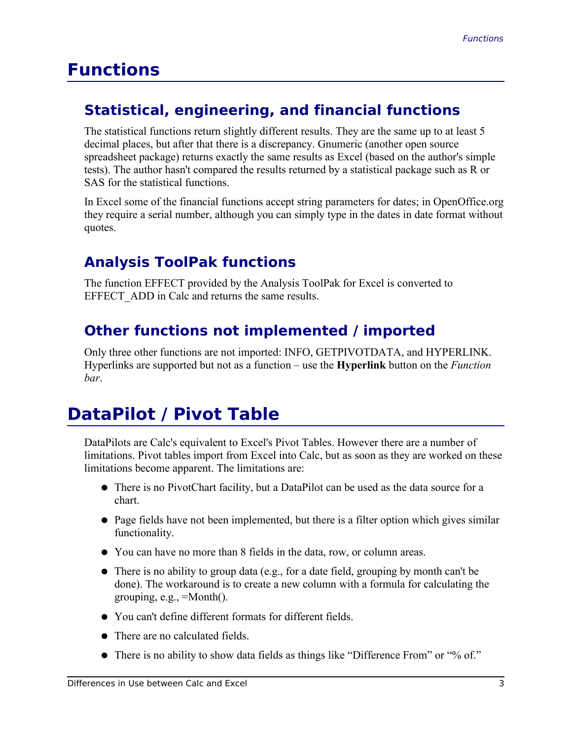# Functions

## Statistical, engineering, and financial functions

The statistical functions return slightly different results. They are the same up to at least 5 decimal places, but after that there is a discrepancy. Gnumeric (another open source spreadsheet package) returns exactly the same results as Excel (based on the author's simple tests). The author hasn't compared the results returned by a statistical package such as R or SAS for the statistical functions.

In Excel some of the financial functions accept string parameters for dates; in OpenOffice.org they require a serial number, although you can simply type in the dates in date format without quotes.

## Analysis ToolPak functions

The function EFFECT provided by the Analysis ToolPak for Excel is converted to EFFECT_ADD in Calc and returns the same results.

## Other functions not implemented / imported

Only three other functions are not imported: INFO, GETPIVOTDATA, and HYPERLINK. Hyperlinks are supported but not as a function – use the **Hyperlink** button on the *Function bar*.

# DataPilot / Pivot Table

DataPilots are Calc's equivalent to Excel's Pivot Tables. However there are a number of limitations. Pivot tables import from Excel into Calc, but as soon as they are worked on these limitations become apparent. The limitations are:

- There is no PivotChart facility, but a DataPilot can be used as the data source for a chart.
- Page fields have not been implemented, but there is a filter option which gives similar functionality.
- You can have no more than 8 fields in the data, row, or column areas.
- There is no ability to group data (e.g., for a date field, grouping by month can't be done). The workaround is to create a new column with a formula for calculating the grouping, e.g., =Month().
- You can't define different formats for different fields.
- There are no calculated fields.
- There is no ability to show data fields as things like "Difference From" or "% of."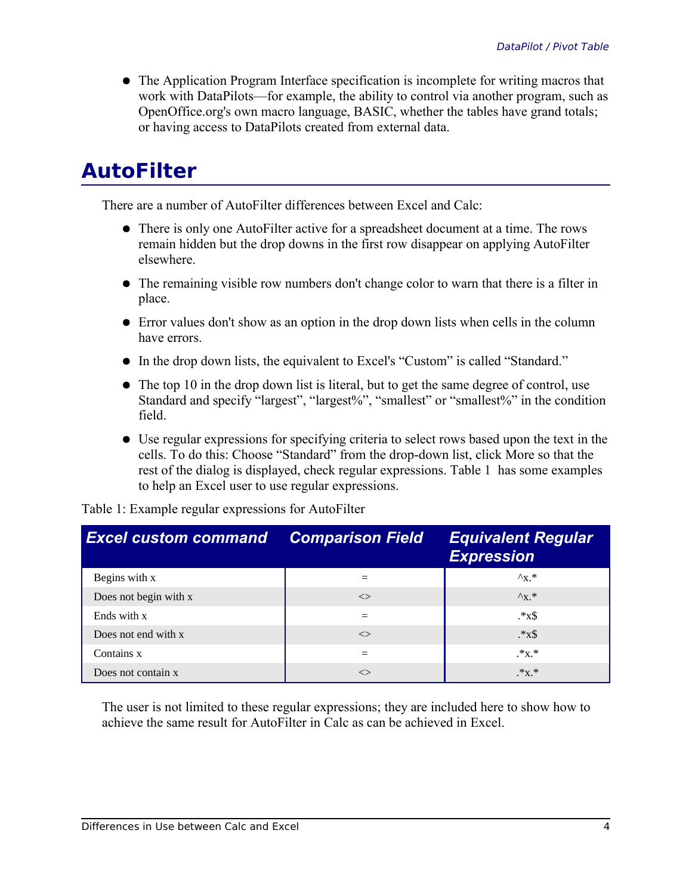- The Application Program Interface specification is incomplete for writing macros that work with DataPilots—for example, the ability to control via another program, such as OpenOffice.org's own macro language, BASIC, whether the tables have grand totals; or having access to DataPilots created from external data.

# AutoFilter

There are a number of AutoFilter differences between Excel and Calc:

- There is only one AutoFilter active for a spreadsheet document at a time. The rows remain hidden but the drop downs in the first row disappear on applying AutoFilter elsewhere.
- The remaining visible row numbers don't change color to warn that there is a filter in place.
- Error values don't show as an option in the drop down lists when cells in the column have errors.
- In the drop down lists, the equivalent to Excel's "Custom" is called "Standard."
- The top 10 in the drop down list is literal, but to get the same degree of control, use Standard and specify "largest", "largest%", "smallest" or "smallest%" in the condition field.
- Use regular expressions for specifying criteria to select rows based upon the text in the cells. To do this: Choose "Standard" from the drop-down list, click More so that the rest of the dialog is displayed, check regular expressions. Table 1 has some examples to help an Excel user to use regular expressions.

Table 1: Example regular expressions for AutoFilter

| Excel custom command | Comparison Field | Equivalent Regular Expression |
| --- | --- | --- |
| Begins with x | = | ^x.* |
| Does not begin with x | <> | ^x.* |
| Ends with x | = | .*x$ |
| Does not end with x | <> | .*x$ |
| Contains x | = | .*x.* |
| Does not contain x | <> | .*x.* |

The user is not limited to these regular expressions; they are included here to show how to achieve the same result for AutoFilter in Calc as can be achieved in Excel.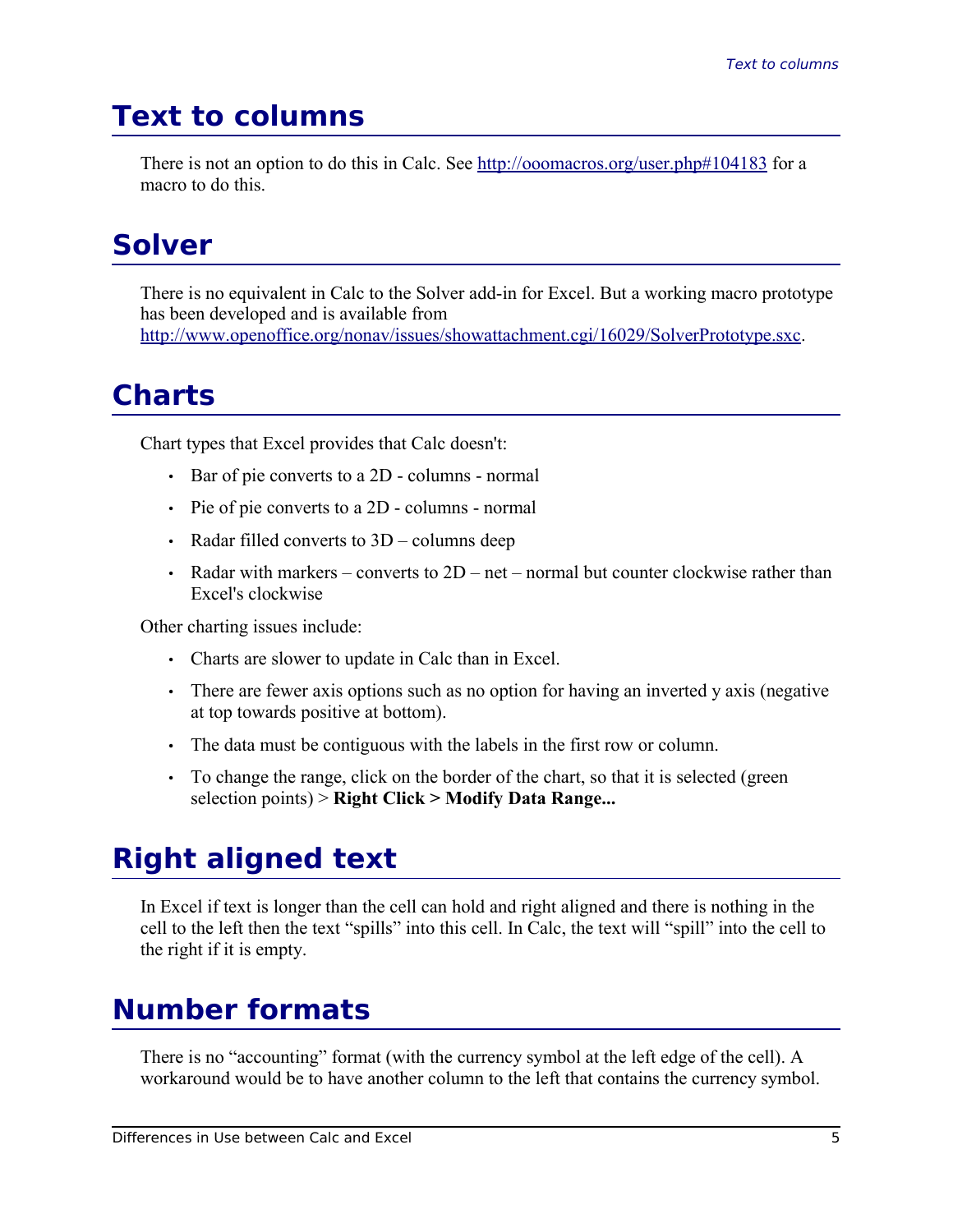# Text to columns

There is not an option to do this in Calc. See http://ooomacros.org/user.php#104183 for a macro to do this.

# Solver

There is no equivalent in Calc to the Solver add-in for Excel. But a working macro prototype has been developed and is available from http://www.openoffice.org/nonav/issues/showattachment.cgi/16029/SolverPrototype.sxc.

# Charts

Chart types that Excel provides that Calc doesn't:

- Bar of pie converts to a 2D - columns - normal
- Pie of pie converts to a 2D - columns - normal
- Radar filled converts to 3D – columns deep
- Radar with markers – converts to 2D – net – normal but counter clockwise rather than Excel's clockwise

Other charting issues include:

- Charts are slower to update in Calc than in Excel.
- There are fewer axis options such as no option for having an inverted y axis (negative at top towards positive at bottom).
- The data must be contiguous with the labels in the first row or column.
- To change the range, click on the border of the chart, so that it is selected (green selection points) > **Right Click > Modify Data Range...**

# Right aligned text

In Excel if text is longer than the cell can hold and right aligned and there is nothing in the cell to the left then the text "spills" into this cell. In Calc, the text will "spill" into the cell to the right if it is empty.

# Number formats

There is no "accounting" format (with the currency symbol at the left edge of the cell). A workaround would be to have another column to the left that contains the currency symbol.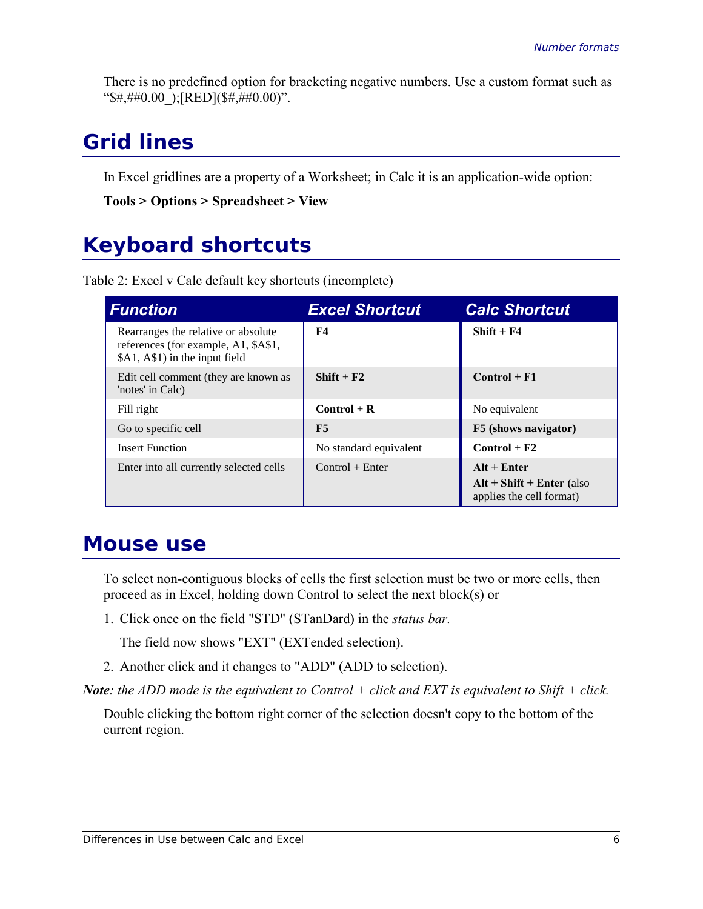There is no predefined option for bracketing negative numbers. Use a custom format such as “$#,##0.00_);[RED]($#,##0.00)”.

# Grid lines

In Excel gridlines are a property of a Worksheet; in Calc it is an application-wide option:

**Tools > Options > Spreadsheet > View**

# Keyboard shortcuts

Table 2: Excel v Calc default key shortcuts (incomplete)

| Function | Excel Shortcut | Calc Shortcut |
|---|---|---|
| Rearranges the relative or absolute references (for example, A1, $A$1, $A1, A$1) in the input field | **F4** | **Shift + F4** |
| Edit cell comment (they are known as 'notes' in Calc) | **Shift** + **F2** | **Control + F1** |
| Fill right | **Control** + **R** | No equivalent |
| Go to specific cell | **F5** | **F5 (shows navigator)** |
| Insert Function | No standard equivalent | **Control + F2** |
| Enter into all currently selected cells | Control + Enter | **Alt + Enter**<br>**Alt + Shift + Enter (**also applies the cell format) |

# Mouse use

To select non-contiguous blocks of cells the first selection must be two or more cells, then proceed as in Excel, holding down Control to select the next block(s) or

1. Click once on the field "STD" (STanDard) in the *status bar.*

   The field now shows "EXT" (EXTended selection).

2. Another click and it changes to "ADD" (ADD to selection).

***Note****: the ADD mode is the equivalent to Control + click and EXT is equivalent to Shift + click.*

Double clicking the bottom right corner of the selection doesn't copy to the bottom of the current region.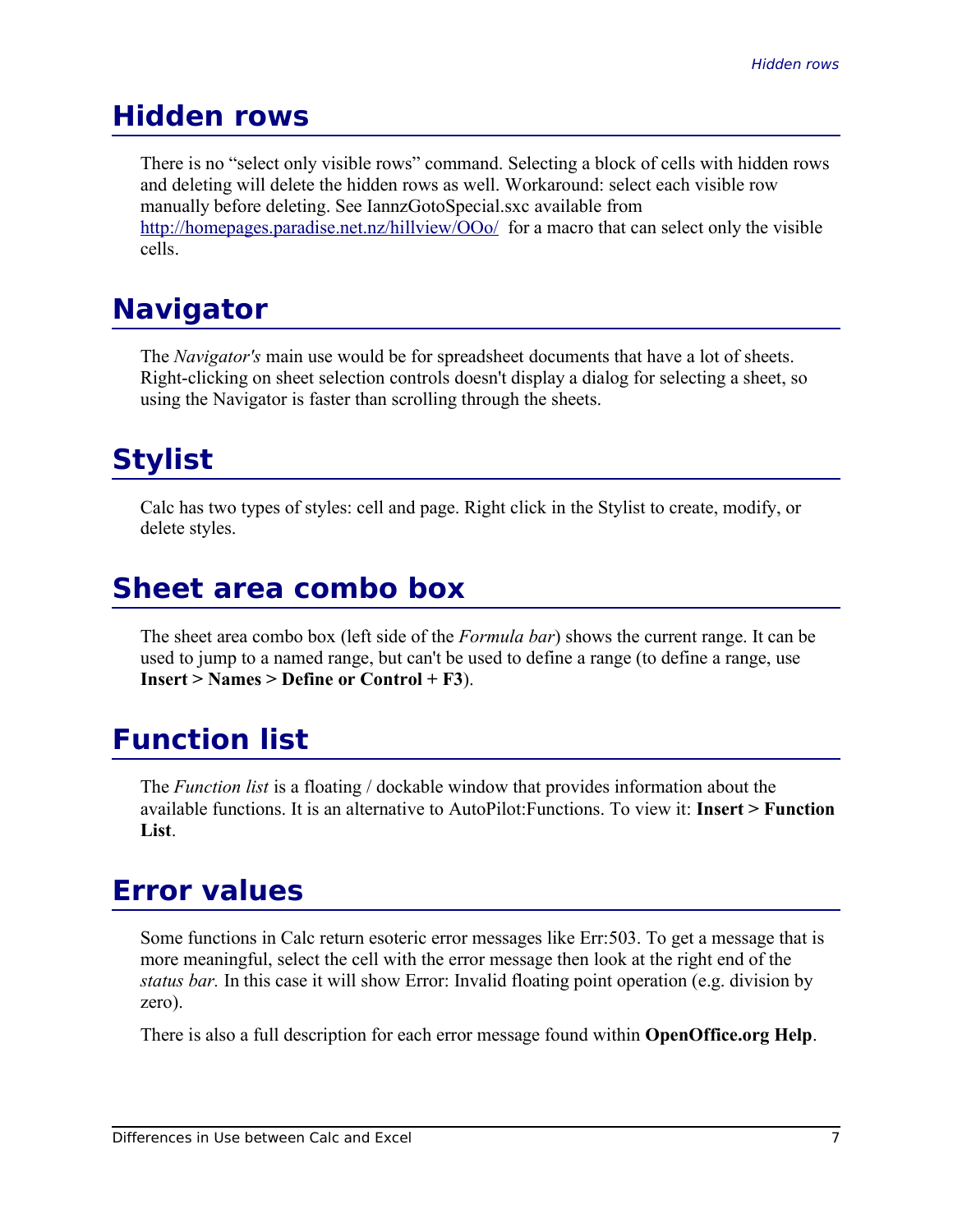# Hidden rows

There is no "select only visible rows" command. Selecting a block of cells with hidden rows and deleting will delete the hidden rows as well. Workaround: select each visible row manually before deleting. See IannzGotoSpecial.sxc available from http://homepages.paradise.net.nz/hillview/OOo/ for a macro that can select only the visible cells.

# Navigator

The *Navigator's* main use would be for spreadsheet documents that have a lot of sheets. Right-clicking on sheet selection controls doesn't display a dialog for selecting a sheet, so using the Navigator is faster than scrolling through the sheets.

# Stylist

Calc has two types of styles: cell and page. Right click in the Stylist to create, modify, or delete styles.

# Sheet area combo box

The sheet area combo box (left side of the *Formula bar*) shows the current range. It can be used to jump to a named range, but can't be used to define a range (to define a range, use **Insert > Names > Define or Control + F3**).

# Function list

The *Function list* is a floating / dockable window that provides information about the available functions. It is an alternative to AutoPilot:Functions. To view it: **Insert > Function List**.

# Error values

Some functions in Calc return esoteric error messages like Err:503. To get a message that is more meaningful, select the cell with the error message then look at the right end of the *status bar.* In this case it will show Error: Invalid floating point operation (e.g. division by zero).

There is also a full description for each error message found within **OpenOffice.org Help**.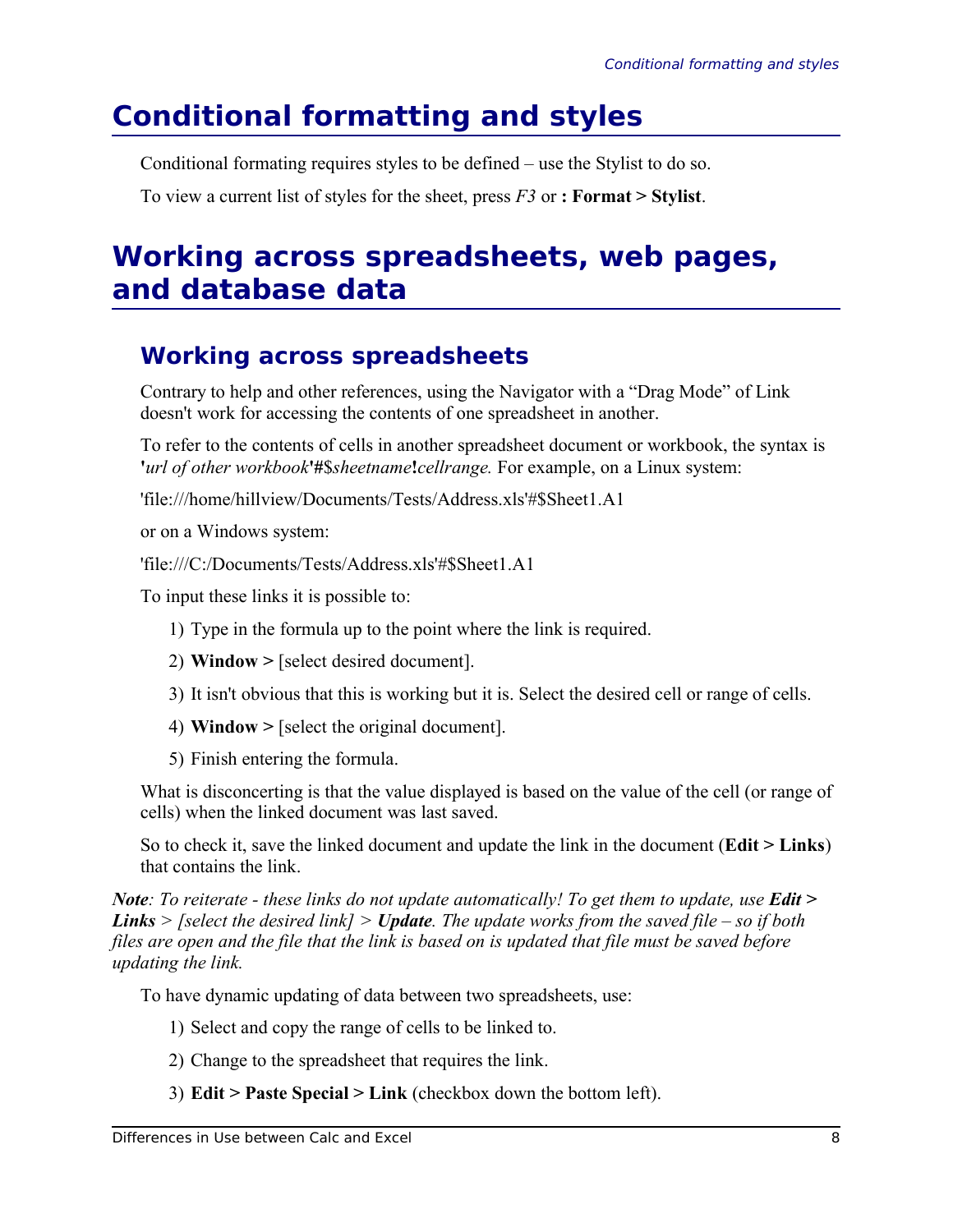# Conditional formatting and styles

Conditional formating requires styles to be defined – use the Stylist to do so.

To view a current list of styles for the sheet, press *F3* or **: Format > Stylist**.

# Working across spreadsheets, web pages, and database data

## Working across spreadsheets

Contrary to help and other references, using the Navigator with a "Drag Mode" of Link doesn't work for accessing the contents of one spreadsheet in another.

To refer to the contents of cells in another spreadsheet document or workbook, the syntax is **'***url of other workbook***'#***$sheetname***!***cellrange.* For example, on a Linux system:

'file:///home/hillview/Documents/Tests/Address.xls'#$Sheet1.A1

or on a Windows system:

'file:///C:/Documents/Tests/Address.xls'#$Sheet1.A1

To input these links it is possible to:

1) Type in the formula up to the point where the link is required.
2) **Window >** [select desired document].
3) It isn't obvious that this is working but it is. Select the desired cell or range of cells.
4) **Window >** [select the original document].
5) Finish entering the formula.

What is disconcerting is that the value displayed is based on the value of the cell (or range of cells) when the linked document was last saved.

So to check it, save the linked document and update the link in the document (**Edit > Links**) that contains the link.

***Note****: To reiterate - these links do not update automatically! To get them to update, use* ***Edit > Links*** *> [select the desired link] >* ***Update****. The update works from the saved file – so if both files are open and the file that the link is based on is updated that file must be saved before updating the link.*

To have dynamic updating of data between two spreadsheets, use:

1) Select and copy the range of cells to be linked to.
2) Change to the spreadsheet that requires the link.
3) **Edit > Paste Special > Link** (checkbox down the bottom left).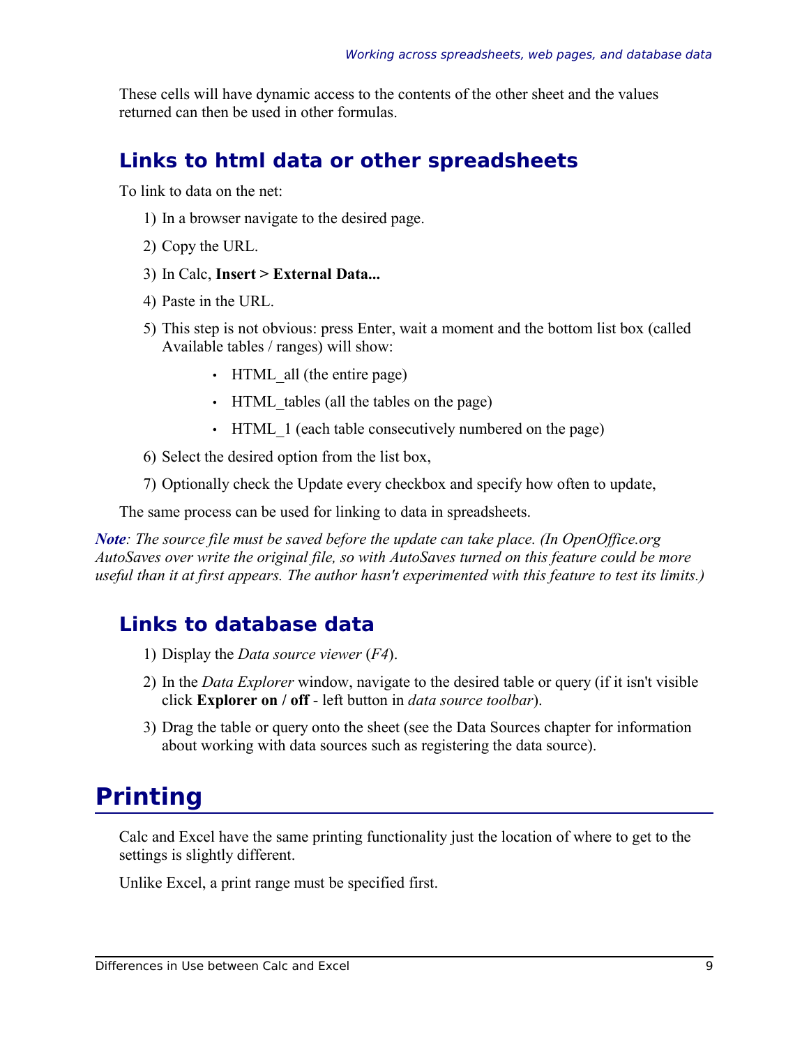These cells will have dynamic access to the contents of the other sheet and the values returned can then be used in other formulas.

## Links to html data or other spreadsheets

To link to data on the net:

1) In a browser navigate to the desired page.
2) Copy the URL.
3) In Calc, **Insert > External Data...**
4) Paste in the URL.
5) This step is not obvious: press Enter, wait a moment and the bottom list box (called Available tables / ranges) will show:
   - HTML_all (the entire page)
   - HTML_tables (all the tables on the page)
   - HTML_1 (each table consecutively numbered on the page)
6) Select the desired option from the list box,
7) Optionally check the Update every checkbox and specify how often to update,

The same process can be used for linking to data in spreadsheets.

***Note**: The source file must be saved before the update can take place. (In OpenOffice.org AutoSaves over write the original file, so with AutoSaves turned on this feature could be more useful than it at first appears. The author hasn't experimented with this feature to test its limits.)*

## Links to database data

1) Display the *Data source viewer* (*F4*).
2) In the *Data Explorer* window, navigate to the desired table or query (if it isn't visible click **Explorer on / off** - left button in *data source toolbar*).
3) Drag the table or query onto the sheet (see the Data Sources chapter for information about working with data sources such as registering the data source).

# Printing

Calc and Excel have the same printing functionality just the location of where to get to the settings is slightly different.

Unlike Excel, a print range must be specified first.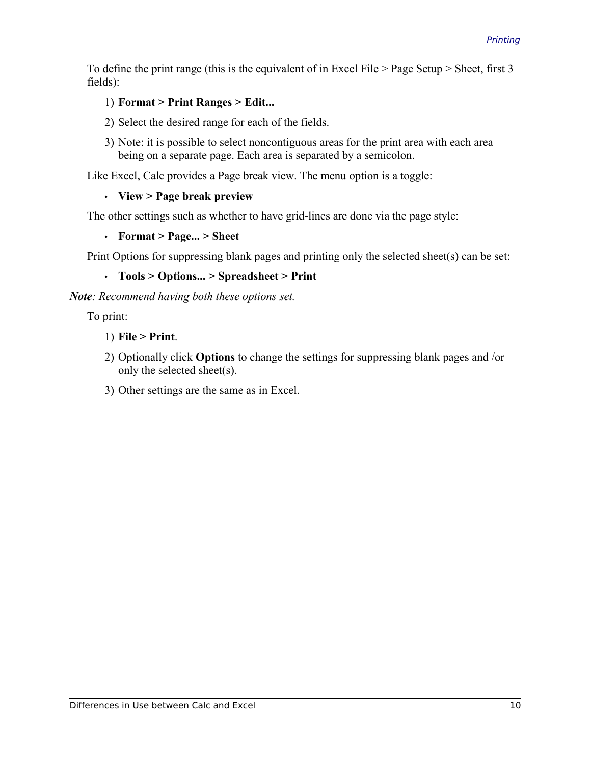To define the print range (this is the equivalent of in Excel File > Page Setup > Sheet, first 3 fields):

1) **Format > Print Ranges > Edit...**
2) Select the desired range for each of the fields.
3) Note: it is possible to select noncontiguous areas for the print area with each area being on a separate page. Each area is separated by a semicolon.

Like Excel, Calc provides a Page break view. The menu option is a toggle:

- **View > Page break preview**

The other settings such as whether to have grid-lines are done via the page style:

- **Format > Page... > Sheet**

Print Options for suppressing blank pages and printing only the selected sheet(s) can be set:

- **Tools > Options... > Spreadsheet > Print**

***Note****: Recommend having both these options set.*

To print:

1) **File > Print**.
2) Optionally click **Options** to change the settings for suppressing blank pages and /or only the selected sheet(s).
3) Other settings are the same as in Excel.